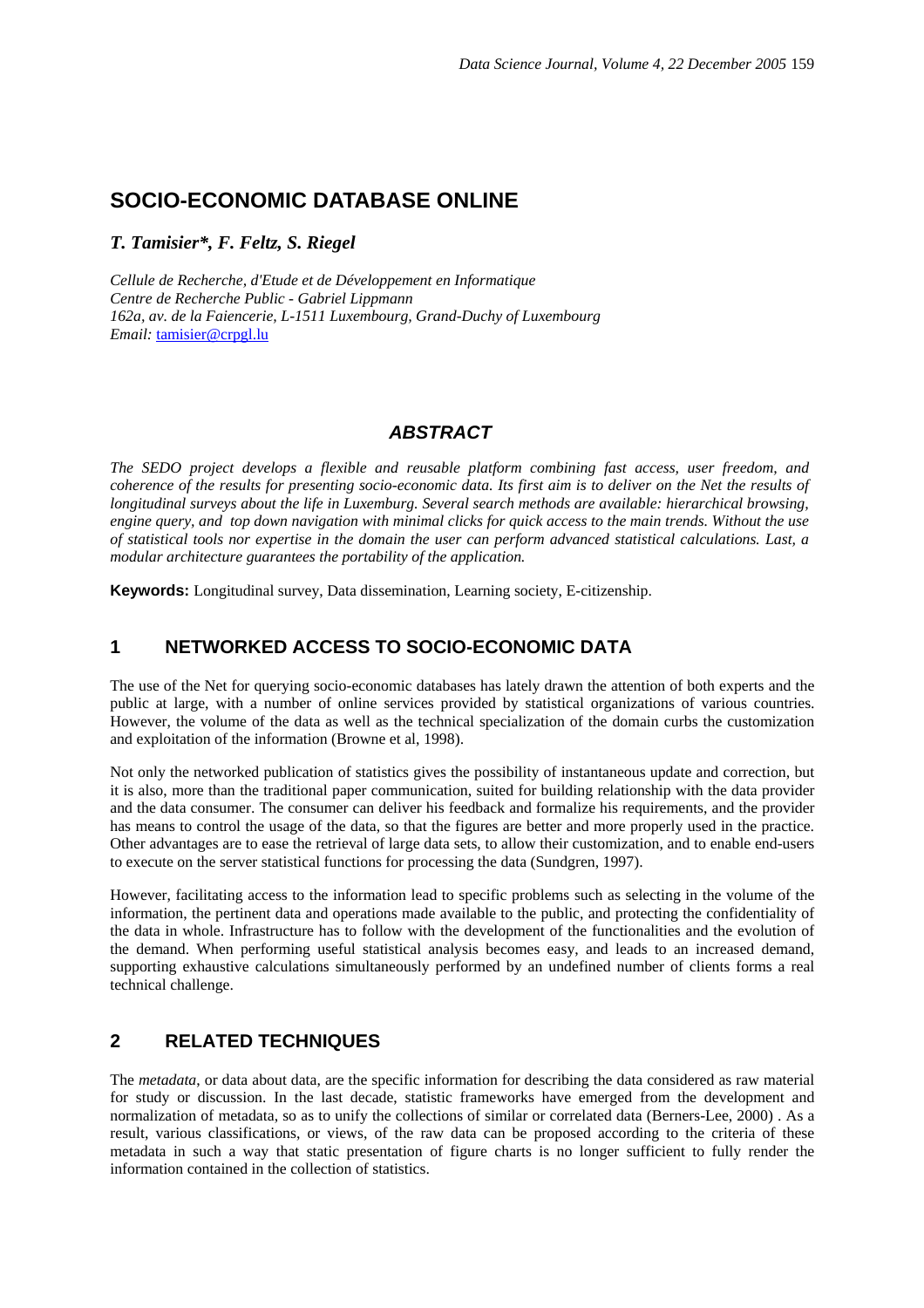# SOCIO-ECONOMIC DATABASE ONLINE

***T. Tamisier\*, F. Feltz, S. Riegel***

*Cellule de Recherche, d'Etude et de Développement en Informatique*
*Centre de Recherche Public - Gabriel Lippmann*
*162a, av. de la Faiencerie, L-1511 Luxembourg, Grand-Duchy of Luxembourg*
*Email:* tamisier@crpgl.lu

## *ABSTRACT*

*The SEDO project develops a flexible and reusable platform combining fast access, user freedom, and coherence of the results for presenting socio-economic data. Its first aim is to deliver on the Net the results of longitudinal surveys about the life in Luxemburg. Several search methods are available: hierarchical browsing, engine query, and top down navigation with minimal clicks for quick access to the main trends. Without the use of statistical tools nor expertise in the domain the user can perform advanced statistical calculations. Last, a modular architecture guarantees the portability of the application.*

**Keywords:** Longitudinal survey, Data dissemination, Learning society, E-citizenship.

## 1 NETWORKED ACCESS TO SOCIO-ECONOMIC DATA

The use of the Net for querying socio-economic databases has lately drawn the attention of both experts and the public at large, with a number of online services provided by statistical organizations of various countries. However, the volume of the data as well as the technical specialization of the domain curbs the customization and exploitation of the information (Browne et al, 1998).

Not only the networked publication of statistics gives the possibility of instantaneous update and correction, but it is also, more than the traditional paper communication, suited for building relationship with the data provider and the data consumer. The consumer can deliver his feedback and formalize his requirements, and the provider has means to control the usage of the data, so that the figures are better and more properly used in the practice. Other advantages are to ease the retrieval of large data sets, to allow their customization, and to enable end-users to execute on the server statistical functions for processing the data (Sundgren, 1997).

However, facilitating access to the information lead to specific problems such as selecting in the volume of the information, the pertinent data and operations made available to the public, and protecting the confidentiality of the data in whole. Infrastructure has to follow with the development of the functionalities and the evolution of the demand. When performing useful statistical analysis becomes easy, and leads to an increased demand, supporting exhaustive calculations simultaneously performed by an undefined number of clients forms a real technical challenge.

## 2 RELATED TECHNIQUES

The *metadata*, or data about data, are the specific information for describing the data considered as raw material for study or discussion. In the last decade, statistic frameworks have emerged from the development and normalization of metadata, so as to unify the collections of similar or correlated data (Berners-Lee, 2000) . As a result, various classifications, or views, of the raw data can be proposed according to the criteria of these metadata in such a way that static presentation of figure charts is no longer sufficient to fully render the information contained in the collection of statistics.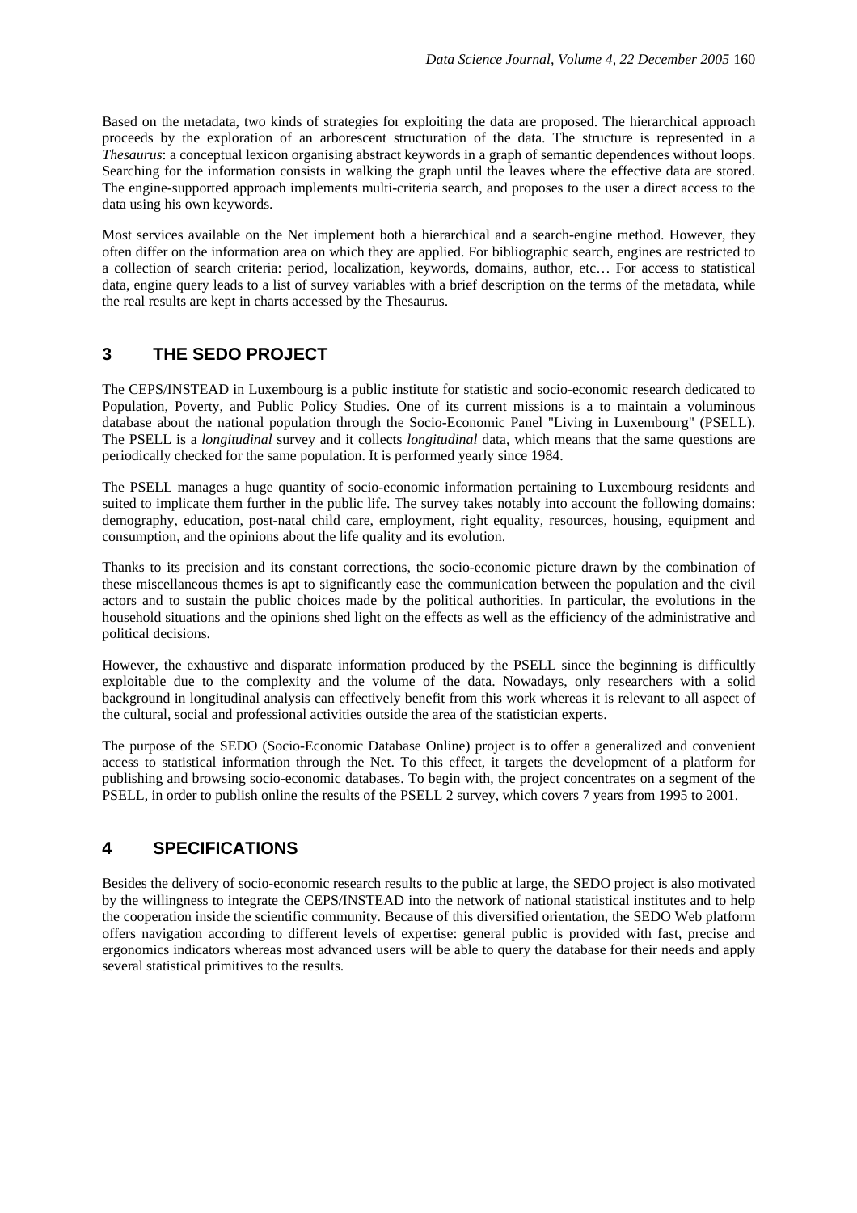Based on the metadata, two kinds of strategies for exploiting the data are proposed. The hierarchical approach proceeds by the exploration of an arborescent structuration of the data. The structure is represented in a *Thesaurus*: a conceptual lexicon organising abstract keywords in a graph of semantic dependences without loops. Searching for the information consists in walking the graph until the leaves where the effective data are stored. The engine-supported approach implements multi-criteria search, and proposes to the user a direct access to the data using his own keywords.

Most services available on the Net implement both a hierarchical and a search-engine method. However, they often differ on the information area on which they are applied. For bibliographic search, engines are restricted to a collection of search criteria: period, localization, keywords, domains, author, etc… For access to statistical data, engine query leads to a list of survey variables with a brief description on the terms of the metadata, while the real results are kept in charts accessed by the Thesaurus.

## 3 THE SEDO PROJECT

The CEPS/INSTEAD in Luxembourg is a public institute for statistic and socio-economic research dedicated to Population, Poverty, and Public Policy Studies. One of its current missions is a to maintain a voluminous database about the national population through the Socio-Economic Panel "Living in Luxembourg" (PSELL). The PSELL is a *longitudinal* survey and it collects *longitudinal* data, which means that the same questions are periodically checked for the same population. It is performed yearly since 1984.

The PSELL manages a huge quantity of socio-economic information pertaining to Luxembourg residents and suited to implicate them further in the public life. The survey takes notably into account the following domains: demography, education, post-natal child care, employment, right equality, resources, housing, equipment and consumption, and the opinions about the life quality and its evolution.

Thanks to its precision and its constant corrections, the socio-economic picture drawn by the combination of these miscellaneous themes is apt to significantly ease the communication between the population and the civil actors and to sustain the public choices made by the political authorities. In particular, the evolutions in the household situations and the opinions shed light on the effects as well as the efficiency of the administrative and political decisions.

However, the exhaustive and disparate information produced by the PSELL since the beginning is difficultly exploitable due to the complexity and the volume of the data. Nowadays, only researchers with a solid background in longitudinal analysis can effectively benefit from this work whereas it is relevant to all aspect of the cultural, social and professional activities outside the area of the statistician experts.

The purpose of the SEDO (Socio-Economic Database Online) project is to offer a generalized and convenient access to statistical information through the Net. To this effect, it targets the development of a platform for publishing and browsing socio-economic databases. To begin with, the project concentrates on a segment of the PSELL, in order to publish online the results of the PSELL 2 survey, which covers 7 years from 1995 to 2001.

## 4 SPECIFICATIONS

Besides the delivery of socio-economic research results to the public at large, the SEDO project is also motivated by the willingness to integrate the CEPS/INSTEAD into the network of national statistical institutes and to help the cooperation inside the scientific community. Because of this diversified orientation, the SEDO Web platform offers navigation according to different levels of expertise: general public is provided with fast, precise and ergonomics indicators whereas most advanced users will be able to query the database for their needs and apply several statistical primitives to the results.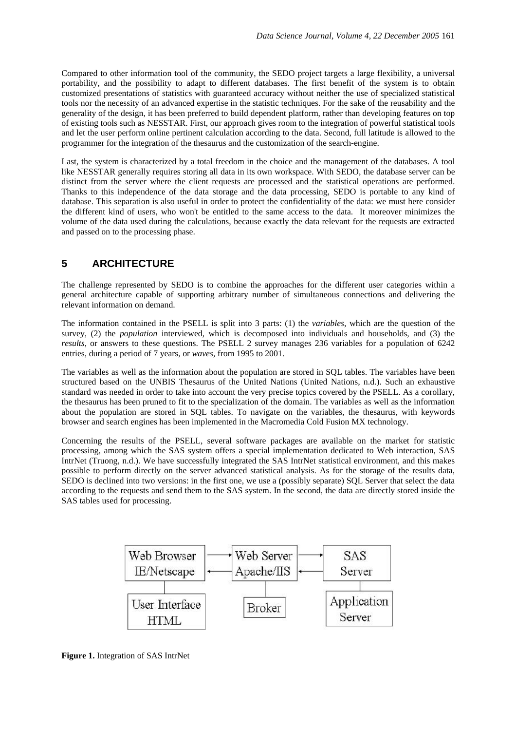Compared to other information tool of the community, the SEDO project targets a large flexibility, a universal portability, and the possibility to adapt to different databases. The first benefit of the system is to obtain customized presentations of statistics with guaranteed accuracy without neither the use of specialized statistical tools nor the necessity of an advanced expertise in the statistic techniques. For the sake of the reusability and the generality of the design, it has been preferred to build dependent platform, rather than developing features on top of existing tools such as NESSTAR. First, our approach gives room to the integration of powerful statistical tools and let the user perform online pertinent calculation according to the data. Second, full latitude is allowed to the programmer for the integration of the thesaurus and the customization of the search-engine.

Last, the system is characterized by a total freedom in the choice and the management of the databases. A tool like NESSTAR generally requires storing all data in its own workspace. With SEDO, the database server can be distinct from the server where the client requests are processed and the statistical operations are performed. Thanks to this independence of the data storage and the data processing, SEDO is portable to any kind of database. This separation is also useful in order to protect the confidentiality of the data: we must here consider the different kind of users, who won't be entitled to the same access to the data. It moreover minimizes the volume of the data used during the calculations, because exactly the data relevant for the requests are extracted and passed on to the processing phase.

## 5 ARCHITECTURE

The challenge represented by SEDO is to combine the approaches for the different user categories within a general architecture capable of supporting arbitrary number of simultaneous connections and delivering the relevant information on demand.

The information contained in the PSELL is split into 3 parts: (1) the *variables*, which are the question of the survey, (2) the *population* interviewed, which is decomposed into individuals and households, and (3) the *results*, or answers to these questions. The PSELL 2 survey manages 236 variables for a population of 6242 entries, during a period of 7 years, or *waves*, from 1995 to 2001.

The variables as well as the information about the population are stored in SQL tables. The variables have been structured based on the UNBIS Thesaurus of the United Nations (United Nations, n.d.). Such an exhaustive standard was needed in order to take into account the very precise topics covered by the PSELL. As a corollary, the thesaurus has been pruned to fit to the specialization of the domain. The variables as well as the information about the population are stored in SQL tables. To navigate on the variables, the thesaurus, with keywords browser and search engines has been implemented in the Macromedia Cold Fusion MX technology.

Concerning the results of the PSELL, several software packages are available on the market for statistic processing, among which the SAS system offers a special implementation dedicated to Web interaction, SAS IntrNet (Truong, n.d.). We have successfully integrated the SAS IntrNet statistical environment, and this makes possible to perform directly on the server advanced statistical analysis. As for the storage of the results data, SEDO is declined into two versions: in the first one, we use a (possibly separate) SQL Server that select the data according to the requests and send them to the SAS system. In the second, the data are directly stored inside the SAS tables used for processing.

Web Browser IE/Netscape — Web Server Apache/IIS — SAS Server

User Interface HTML — Broker — Application Server

**Figure 1.** Integration of SAS IntrNet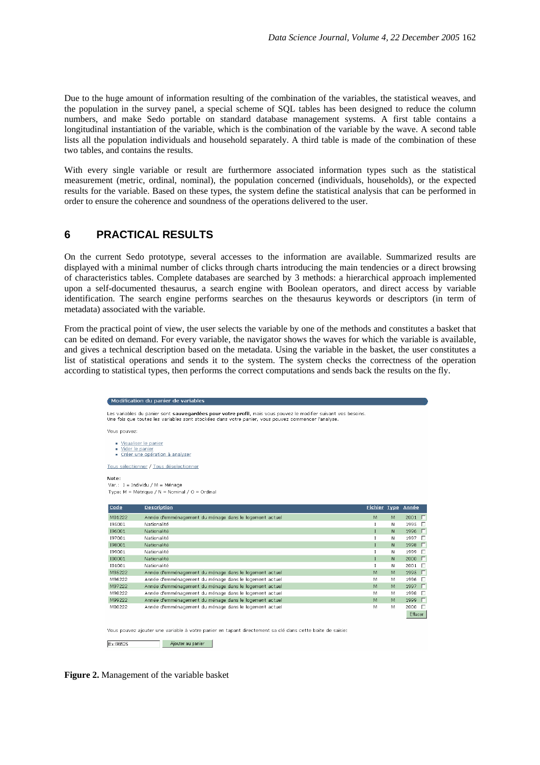Due to the huge amount of information resulting of the combination of the variables, the statistical weaves, and the population in the survey panel, a special scheme of SQL tables has been designed to reduce the column numbers, and make Sedo portable on standard database management systems. A first table contains a longitudinal instantiation of the variable, which is the combination of the variable by the wave. A second table lists all the population individuals and household separately. A third table is made of the combination of these two tables, and contains the results.

With every single variable or result are furthermore associated information types such as the statistical measurement (metric, ordinal, nominal), the population concerned (individuals, households), or the expected results for the variable. Based on these types, the system define the statistical analysis that can be performed in order to ensure the coherence and soundness of the operations delivered to the user.

# 6 PRACTICAL RESULTS

On the current Sedo prototype, several accesses to the information are available. Summarized results are displayed with a minimal number of clicks through charts introducing the main tendencies or a direct browsing of characteristics tables. Complete databases are searched by 3 methods: a hierarchical approach implemented upon a self-documented thesaurus, a search engine with Boolean operators, and direct access by variable identification. The search engine performs searches on the thesaurus keywords or descriptors (in term of metadata) associated with the variable.

From the practical point of view, the user selects the variable by one of the methods and constitutes a basket that can be edited on demand. For every variable, the navigator shows the waves for which the variable is available, and gives a technical description based on the metadata. Using the variable in the basket, the user constitutes a list of statistical operations and sends it to the system. The system checks the correctness of the operation according to statistical types, then performs the correct computations and sends back the results on the fly.

**Modification du panier de variables**

Les variables du panier sont **sauvegardées pour votre profil**, mais vous pouvez le modifier suivant vos besoins.
Une fois que toutes les variables sont stockées dans votre panier, vous pouvez commencer l'analyse.

Vous pouvez:

- Visualiser le panier
- Vider le panier
- Créer une opération à analyser

Tous sélectionner / Tous désélectionner

Note:
Var.: I = Individu / M = Ménage
Type: M = Métrique / N = Nominal / O = Ordinal

| Code | Description | Fichier | Type | Année |
|---|---|---|---|---|
| M01222 | Année d'emménagement du ménage dans le logement actuel | M | M | 2001 |
| I95001 | Nationalité | I | N | 1995 |
| I96001 | Nationalité | I | N | 1996 |
| I97001 | Nationalité | I | N | 1997 |
| I98001 | Nationalité | I | N | 1998 |
| I99001 | Nationalité | I | N | 1999 |
| I00001 | Nationalité | I | N | 2000 |
| I01001 | Nationalité | I | N | 2001 |
| M95222 | Année d'emménagement du ménage dans le logement actuel | M | M | 1995 |
| M96222 | Année d'emménagement du ménage dans le logement actuel | M | M | 1996 |
| M97222 | Année d'emménagement du ménage dans le logement actuel | M | M | 1997 |
| M98222 | Année d'emménagement du ménage dans le logement actuel | M | M | 1998 |
| M99222 | Année d'emménagement du ménage dans le logement actuel | M | M | 1999 |
| M00222 | Année d'emménagement du ménage dans le logement actuel | M | M | 2000 |

Effacer

Vous pouvez ajouter une variable à votre panier en tapant directement sa clé dans cette boîte de saisie:

Ex:I98525 | Ajouter au panier

**Figure 2.** Management of the variable basket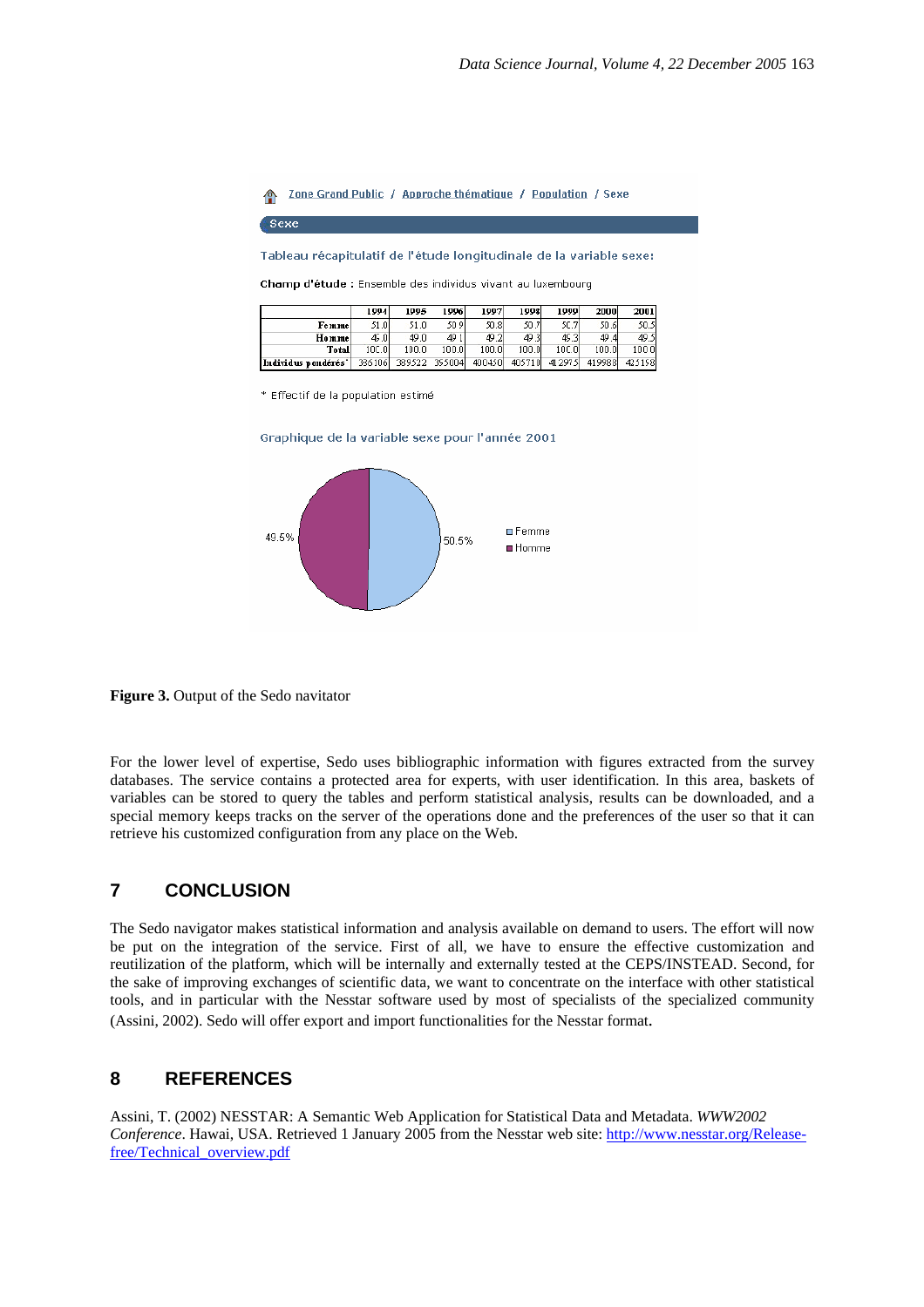Zone Grand Public / Approche thématique / Population / Sexe

Sexe

Tableau récapitulatif de l'étude longitudinale de la variable sexe:

**Champ d'étude :** Ensemble des individus vivant au luxembourg

| | 1994 | 1995 | 1996 | 1997 | 1998 | 1999 | 2000 | 2001 |
|---|---|---|---|---|---|---|---|---|
| Femme | 51.0 | 51.0 | 50.9 | 50.8 | 50.7 | 50.7 | 50.6 | 50.5 |
| Homme | 49.0 | 49.0 | 49.1 | 49.2 | 49.3 | 49.3 | 49.4 | 49.5 |
| Total | 100.0 | 100.0 | 100.0 | 100.0 | 100.0 | 100.0 | 100.0 | 100.0 |
| Individus pondérés* | 386106 | 389522 | 395004 | 400450 | 405710 | 412975 | 419988 | 425158 |

\* Effectif de la population estimé

Graphique de la variable sexe pour l'année 2001

49.5% 50.5%

Femme
Homme

**Figure 3.** Output of the Sedo navitator

For the lower level of expertise, Sedo uses bibliographic information with figures extracted from the survey databases. The service contains a protected area for experts, with user identification. In this area, baskets of variables can be stored to query the tables and perform statistical analysis, results can be downloaded, and a special memory keeps tracks on the server of the operations done and the preferences of the user so that it can retrieve his customized configuration from any place on the Web.

## 7 CONCLUSION

The Sedo navigator makes statistical information and analysis available on demand to users. The effort will now be put on the integration of the service. First of all, we have to ensure the effective customization and reutilization of the platform, which will be internally and externally tested at the CEPS/INSTEAD. Second, for the sake of improving exchanges of scientific data, we want to concentrate on the interface with other statistical tools, and in particular with the Nesstar software used by most of specialists of the specialized community (Assini, 2002). Sedo will offer export and import functionalities for the Nesstar format.

## 8 REFERENCES

Assini, T. (2002) NESSTAR: A Semantic Web Application for Statistical Data and Metadata. *WWW2002 Conference*. Hawai, USA. Retrieved 1 January 2005 from the Nesstar web site: http://www.nesstar.org/Release-free/Technical_overview.pdf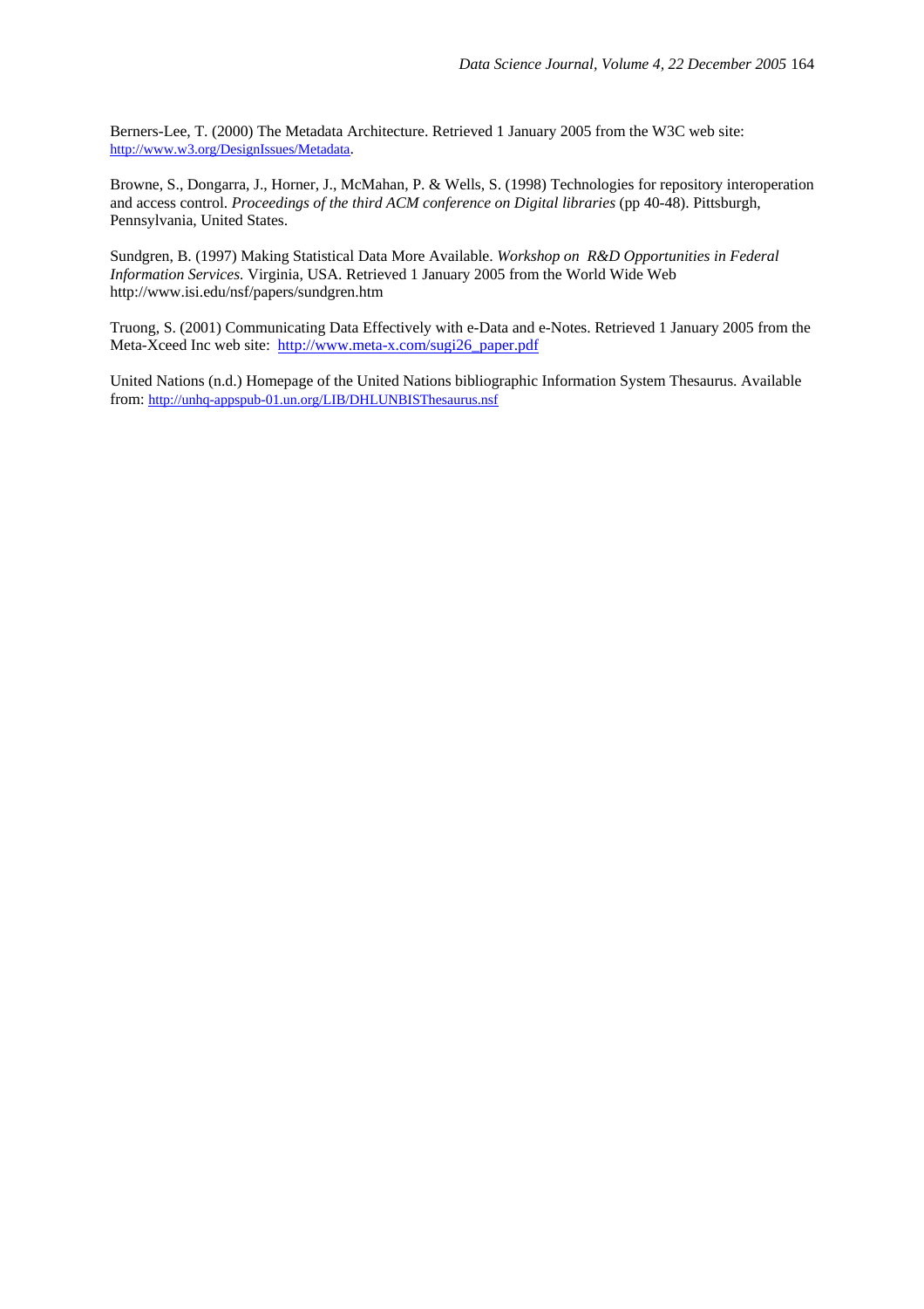Berners-Lee, T. (2000) The Metadata Architecture. Retrieved 1 January 2005 from the W3C web site: http://www.w3.org/DesignIssues/Metadata.

Browne, S., Dongarra, J., Horner, J., McMahan, P. & Wells, S. (1998) Technologies for repository interoperation and access control. *Proceedings of the third ACM conference on Digital libraries* (pp 40-48). Pittsburgh, Pennsylvania, United States.

Sundgren, B. (1997) Making Statistical Data More Available. *Workshop on R&D Opportunities in Federal Information Services.* Virginia, USA. Retrieved 1 January 2005 from the World Wide Web http://www.isi.edu/nsf/papers/sundgren.htm

Truong, S. (2001) Communicating Data Effectively with e-Data and e-Notes. Retrieved 1 January 2005 from the Meta-Xceed Inc web site: http://www.meta-x.com/sugi26_paper.pdf

United Nations (n.d.) Homepage of the United Nations bibliographic Information System Thesaurus. Available from: http://unhq-appspub-01.un.org/LIB/DHLUNBISThesaurus.nsf